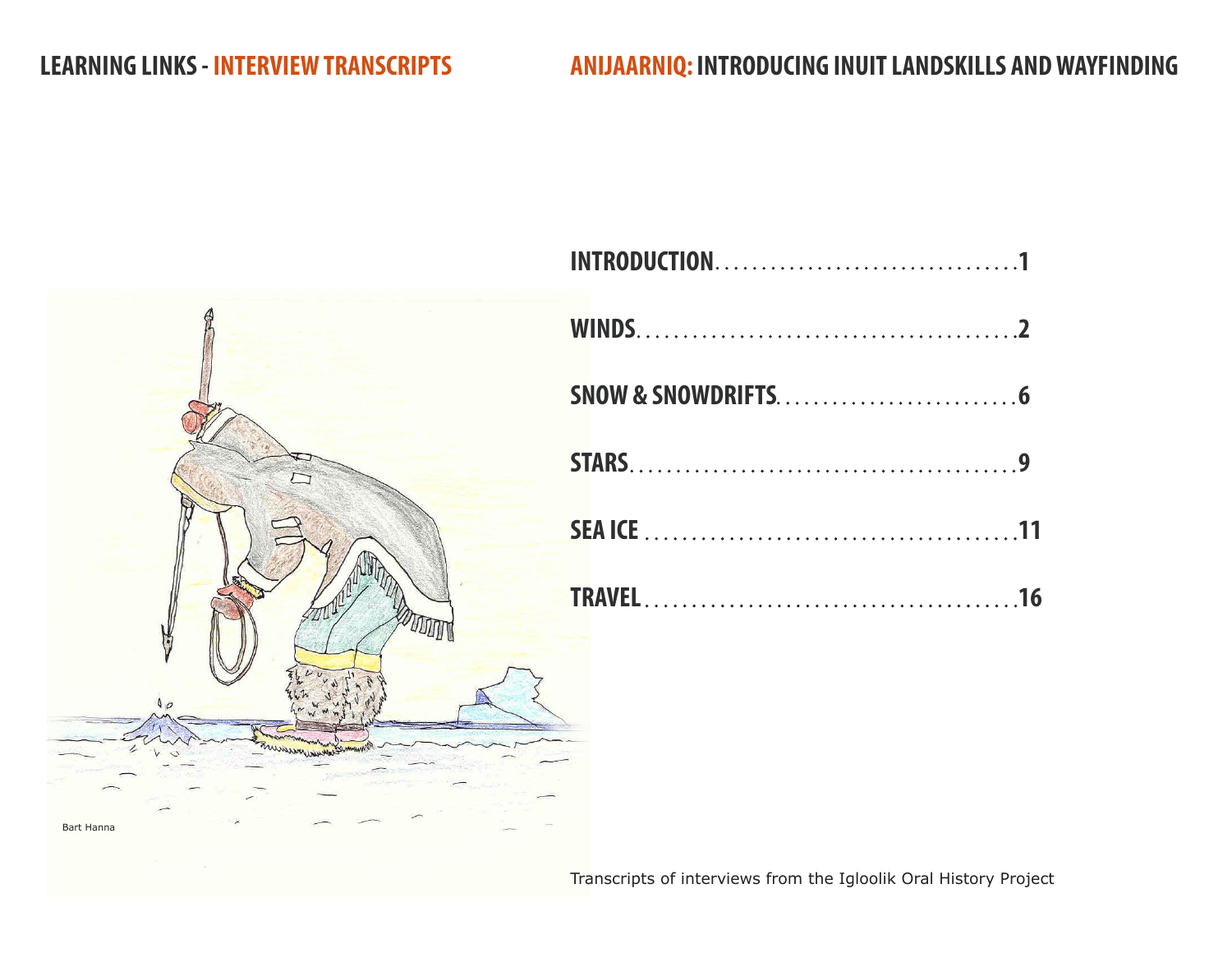# LEARNING LINKS - INTERVIEW TRANSCRIPTS

# ANIJAARNIQ: INTRODUCING INUIT LANDSKILLS AND WAYFINDING

Bart Hanna

| | |
|---|---|
| INTRODUCTION | 1 |
| WINDS | 2 |
| SNOW & SNOWDRIFTS | 6 |
| STARS | 9 |
| SEA ICE | 11 |
| TRAVEL | 16 |

Transcripts of interviews from the Igloolik Oral History Project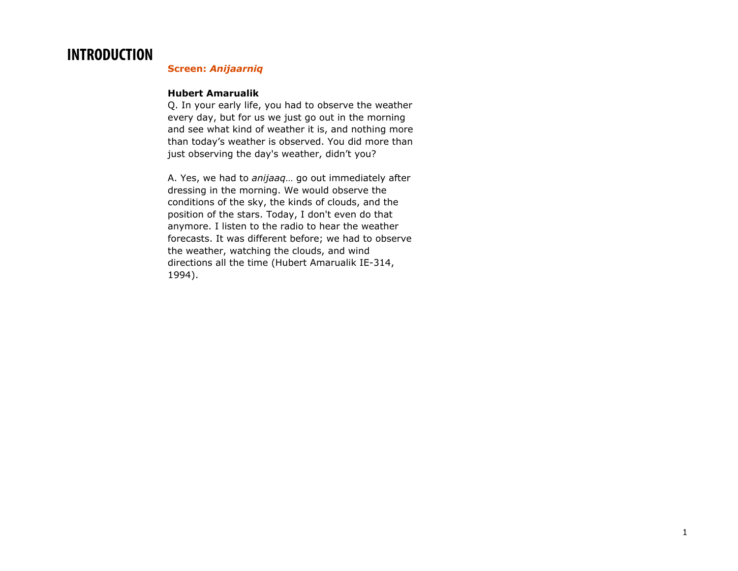# INTRODUCTION

**Screen: *Anijaarniq***

**Hubert Amarualik**

Q. In your early life, you had to observe the weather every day, but for us we just go out in the morning and see what kind of weather it is, and nothing more than today's weather is observed. You did more than just observing the day's weather, didn't you?

A. Yes, we had to *anijaaq*… go out immediately after dressing in the morning. We would observe the conditions of the sky, the kinds of clouds, and the position of the stars. Today, I don't even do that anymore. I listen to the radio to hear the weather forecasts. It was different before; we had to observe the weather, watching the clouds, and wind directions all the time (Hubert Amarualik IE-314, 1994).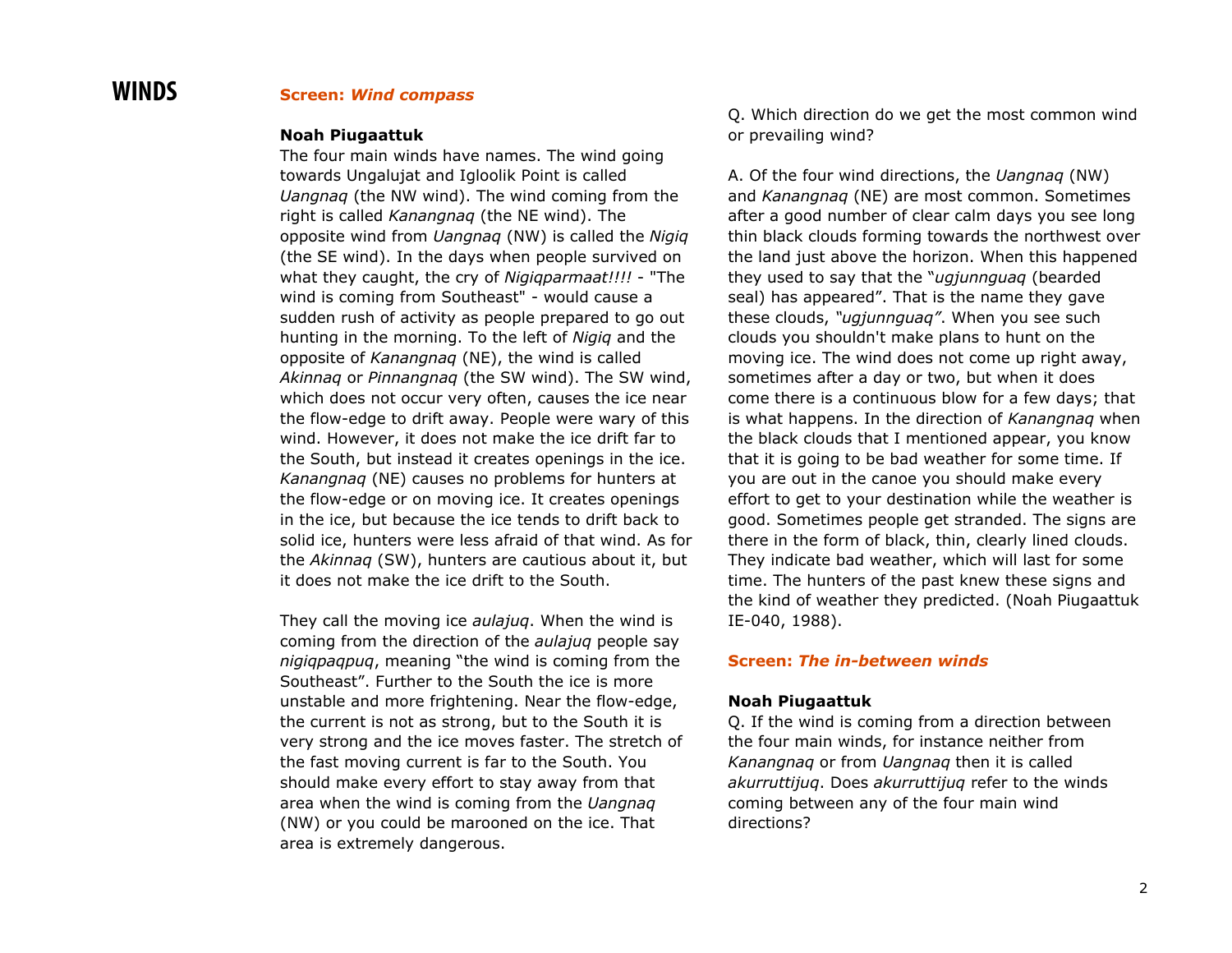# WINDS

## Screen: *Wind compass*

**Noah Piugaattuk**

The four main winds have names. The wind going towards Ungalujat and Igloolik Point is called *Uangnaq* (the NW wind). The wind coming from the right is called *Kanangnaq* (the NE wind). The opposite wind from *Uangnaq* (NW) is called the *Nigiq* (the SE wind). In the days when people survived on what they caught, the cry of *Nigiqparmaat!!!!* - "The wind is coming from Southeast" - would cause a sudden rush of activity as people prepared to go out hunting in the morning. To the left of *Nigiq* and the opposite of *Kanangnaq* (NE), the wind is called *Akinnaq* or *Pinnangnaq* (the SW wind). The SW wind, which does not occur very often, causes the ice near the flow-edge to drift away. People were wary of this wind. However, it does not make the ice drift far to the South, but instead it creates openings in the ice. *Kanangnaq* (NE) causes no problems for hunters at the flow-edge or on moving ice. It creates openings in the ice, but because the ice tends to drift back to solid ice, hunters were less afraid of that wind. As for the *Akinnaq* (SW), hunters are cautious about it, but it does not make the ice drift to the South.

They call the moving ice *aulajuq*. When the wind is coming from the direction of the *aulajuq* people say *nigiqpaqpuq*, meaning "the wind is coming from the Southeast". Further to the South the ice is more unstable and more frightening. Near the flow-edge, the current is not as strong, but to the South it is very strong and the ice moves faster. The stretch of the fast moving current is far to the South. You should make every effort to stay away from that area when the wind is coming from the *Uangnaq* (NW) or you could be marooned on the ice. That area is extremely dangerous.

Q. Which direction do we get the most common wind or prevailing wind?

A. Of the four wind directions, the *Uangnaq* (NW) and *Kanangnaq* (NE) are most common. Sometimes after a good number of clear calm days you see long thin black clouds forming towards the northwest over the land just above the horizon. When this happened they used to say that the "*ugjunnguaq* (bearded seal) has appeared". That is the name they gave these clouds, *"ugjunnguaq"*. When you see such clouds you shouldn't make plans to hunt on the moving ice. The wind does not come up right away, sometimes after a day or two, but when it does come there is a continuous blow for a few days; that is what happens. In the direction of *Kanangnaq* when the black clouds that I mentioned appear, you know that it is going to be bad weather for some time. If you are out in the canoe you should make every effort to get to your destination while the weather is good. Sometimes people get stranded. The signs are there in the form of black, thin, clearly lined clouds. They indicate bad weather, which will last for some time. The hunters of the past knew these signs and the kind of weather they predicted. (Noah Piugaattuk IE-040, 1988).

## Screen: *The in-between winds*

**Noah Piugaattuk**

Q. If the wind is coming from a direction between the four main winds, for instance neither from *Kanangnaq* or from *Uangnaq* then it is called *akurruttijuq*. Does *akurruttijuq* refer to the winds coming between any of the four main wind directions?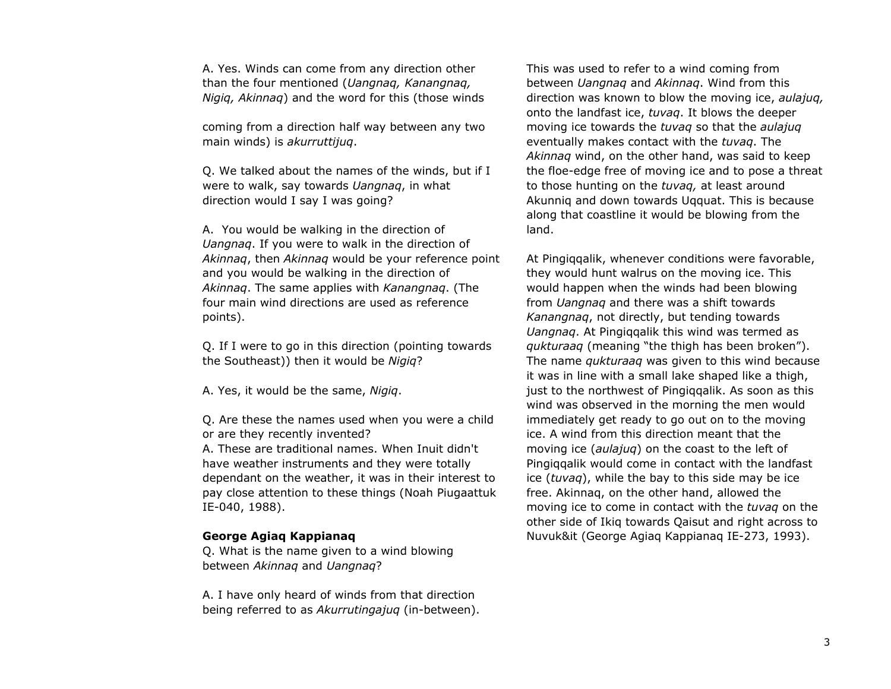A. Yes. Winds can come from any direction other than the four mentioned (*Uangnaq, Kanangnaq, Nigiq, Akinnaq*) and the word for this (those winds

coming from a direction half way between any two main winds) is *akurruttijuq*.

Q. We talked about the names of the winds, but if I were to walk, say towards *Uangnaq*, in what direction would I say I was going?

A. You would be walking in the direction of *Uangnaq*. If you were to walk in the direction of *Akinnaq*, then *Akinnaq* would be your reference point and you would be walking in the direction of *Akinnaq*. The same applies with *Kanangnaq*. (The four main wind directions are used as reference points).

Q. If I were to go in this direction (pointing towards the Southeast)) then it would be *Nigiq*?

A. Yes, it would be the same, *Nigiq*.

Q. Are these the names used when you were a child or are they recently invented?
A. These are traditional names. When Inuit didn't have weather instruments and they were totally dependant on the weather, it was in their interest to pay close attention to these things (Noah Piugaattuk IE-040, 1988).

**George Agiaq Kappianaq**
Q. What is the name given to a wind blowing between *Akinnaq* and *Uangnaq*?

A. I have only heard of winds from that direction being referred to as *Akurrutingajuq* (in-between). This was used to refer to a wind coming from between *Uangnaq* and *Akinnaq*. Wind from this direction was known to blow the moving ice, *aulajuq,* onto the landfast ice, *tuvaq*. It blows the deeper moving ice towards the *tuvaq* so that the *aulajuq* eventually makes contact with the *tuvaq*. The *Akinnaq* wind, on the other hand, was said to keep the floe-edge free of moving ice and to pose a threat to those hunting on the *tuvaq,* at least around Akunniq and down towards Uqquat. This is because along that coastline it would be blowing from the land.

At Pingiqqalik, whenever conditions were favorable, they would hunt walrus on the moving ice. This would happen when the winds had been blowing from *Uangnaq* and there was a shift towards *Kanangnaq*, not directly, but tending towards *Uangnaq*. At Pingiqqalik this wind was termed as *qukturaaq* (meaning "the thigh has been broken"). The name *qukturaaq* was given to this wind because it was in line with a small lake shaped like a thigh, just to the northwest of Pingiqqalik. As soon as this wind was observed in the morning the men would immediately get ready to go out on to the moving ice. A wind from this direction meant that the moving ice (*aulajuq*) on the coast to the left of Pingiqqalik would come in contact with the landfast ice (*tuvaq*), while the bay to this side may be ice free. Akinnaq, on the other hand, allowed the moving ice to come in contact with the *tuvaq* on the other side of Ikiq towards Qaisut and right across to Nuvuk&it (George Agiaq Kappianaq IE-273, 1993).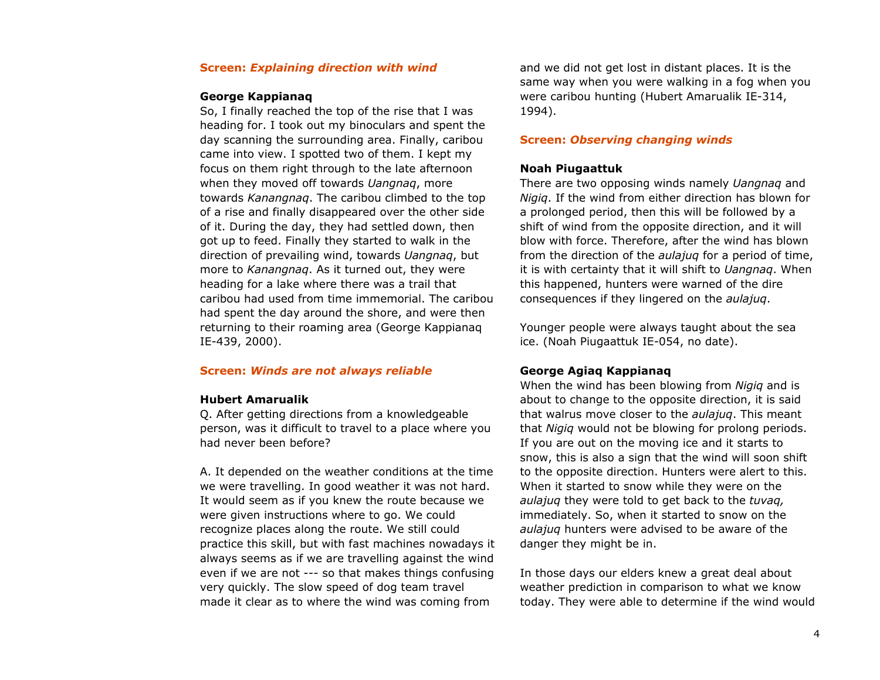**Screen: *Explaining direction with wind***

**George Kappianaq**

So, I finally reached the top of the rise that I was heading for. I took out my binoculars and spent the day scanning the surrounding area. Finally, caribou came into view. I spotted two of them. I kept my focus on them right through to the late afternoon when they moved off towards *Uangnaq*, more towards *Kanangnaq*. The caribou climbed to the top of a rise and finally disappeared over the other side of it. During the day, they had settled down, then got up to feed. Finally they started to walk in the direction of prevailing wind, towards *Uangnaq*, but more to *Kanangnaq*. As it turned out, they were heading for a lake where there was a trail that caribou had used from time immemorial. The caribou had spent the day around the shore, and were then returning to their roaming area (George Kappianaq IE-439, 2000).

**Screen: *Winds are not always reliable***

**Hubert Amarualik**

Q. After getting directions from a knowledgeable person, was it difficult to travel to a place where you had never been before?

A. It depended on the weather conditions at the time we were travelling. In good weather it was not hard. It would seem as if you knew the route because we were given instructions where to go. We could recognize places along the route. We still could practice this skill, but with fast machines nowadays it always seems as if we are travelling against the wind even if we are not --- so that makes things confusing very quickly. The slow speed of dog team travel made it clear as to where the wind was coming from and we did not get lost in distant places. It is the same way when you were walking in a fog when you were caribou hunting (Hubert Amarualik IE-314, 1994).

**Screen: *Observing changing winds***

**Noah Piugaattuk**

There are two opposing winds namely *Uangnaq* and *Nigiq*. If the wind from either direction has blown for a prolonged period, then this will be followed by a shift of wind from the opposite direction, and it will blow with force. Therefore, after the wind has blown from the direction of the *aulajuq* for a period of time, it is with certainty that it will shift to *Uangnaq*. When this happened, hunters were warned of the dire consequences if they lingered on the *aulajuq*.

Younger people were always taught about the sea ice. (Noah Piugaattuk IE-054, no date).

**George Agiaq Kappianaq**

When the wind has been blowing from *Nigiq* and is about to change to the opposite direction, it is said that walrus move closer to the *aulajuq*. This meant that *Nigiq* would not be blowing for prolong periods. If you are out on the moving ice and it starts to snow, this is also a sign that the wind will soon shift to the opposite direction. Hunters were alert to this. When it started to snow while they were on the *aulajuq* they were told to get back to the *tuvaq,* immediately. So, when it started to snow on the *aulajuq* hunters were advised to be aware of the danger they might be in.

In those days our elders knew a great deal about weather prediction in comparison to what we know today. They were able to determine if the wind would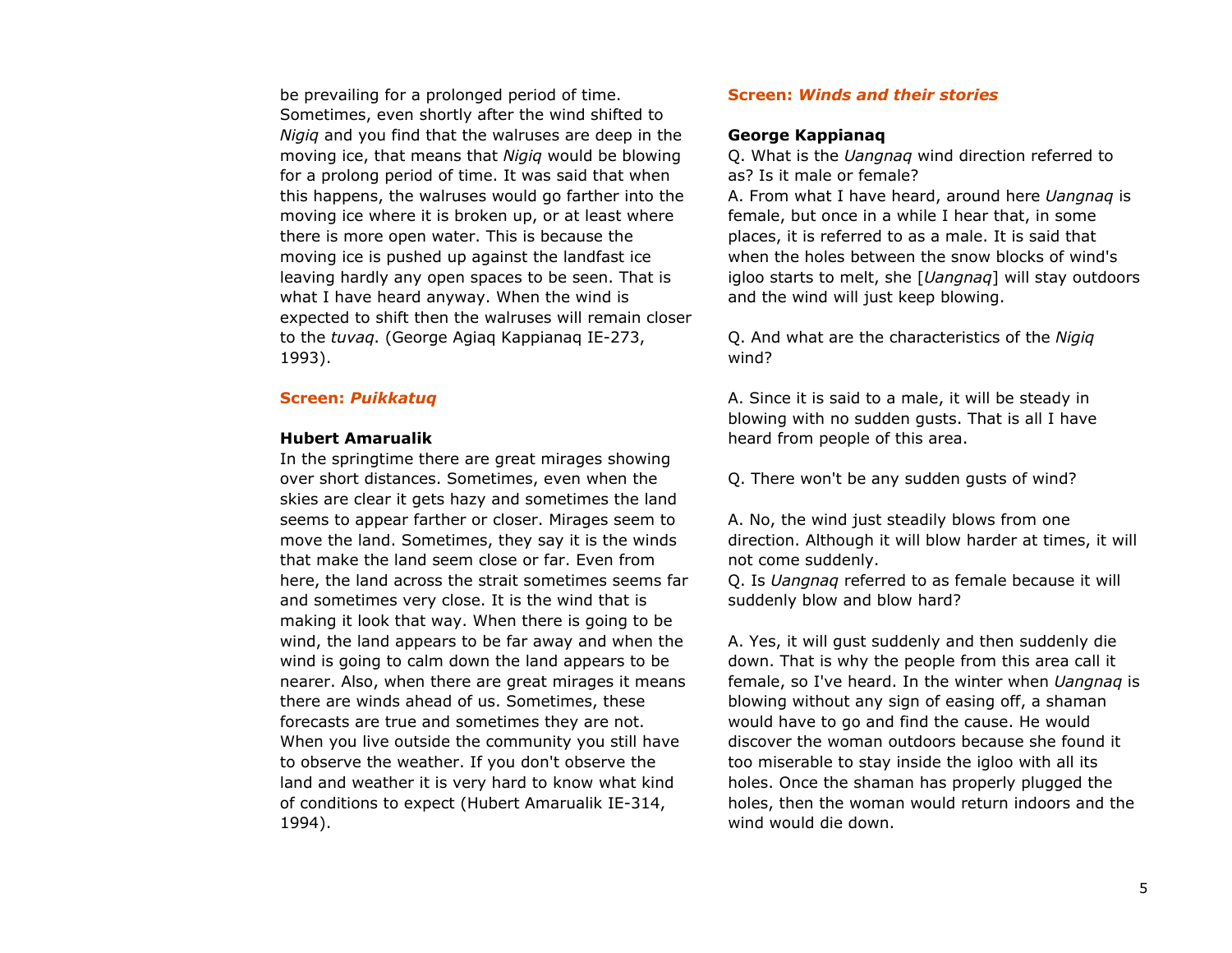be prevailing for a prolonged period of time. Sometimes, even shortly after the wind shifted to *Nigiq* and you find that the walruses are deep in the moving ice, that means that *Nigiq* would be blowing for a prolong period of time. It was said that when this happens, the walruses would go farther into the moving ice where it is broken up, or at least where there is more open water. This is because the moving ice is pushed up against the landfast ice leaving hardly any open spaces to be seen. That is what I have heard anyway. When the wind is expected to shift then the walruses will remain closer to the *tuvaq*. (George Agiaq Kappianaq IE-273, 1993).

## Screen: *Puikkatuq*

**Hubert Amarualik**

In the springtime there are great mirages showing over short distances. Sometimes, even when the skies are clear it gets hazy and sometimes the land seems to appear farther or closer. Mirages seem to move the land. Sometimes, they say it is the winds that make the land seem close or far. Even from here, the land across the strait sometimes seems far and sometimes very close. It is the wind that is making it look that way. When there is going to be wind, the land appears to be far away and when the wind is going to calm down the land appears to be nearer. Also, when there are great mirages it means there are winds ahead of us. Sometimes, these forecasts are true and sometimes they are not. When you live outside the community you still have to observe the weather. If you don't observe the land and weather it is very hard to know what kind of conditions to expect (Hubert Amarualik IE-314, 1994).

## Screen: *Winds and their stories*

**George Kappianaq**

Q. What is the *Uangnaq* wind direction referred to as? Is it male or female?

A. From what I have heard, around here *Uangnaq* is female, but once in a while I hear that, in some places, it is referred to as a male. It is said that when the holes between the snow blocks of wind's igloo starts to melt, she [*Uangnaq*] will stay outdoors and the wind will just keep blowing.

Q. And what are the characteristics of the *Nigiq* wind?

A. Since it is said to a male, it will be steady in blowing with no sudden gusts. That is all I have heard from people of this area.

Q. There won't be any sudden gusts of wind?

A. No, the wind just steadily blows from one direction. Although it will blow harder at times, it will not come suddenly.

Q. Is *Uangnaq* referred to as female because it will suddenly blow and blow hard?

A. Yes, it will gust suddenly and then suddenly die down. That is why the people from this area call it female, so I've heard. In the winter when *Uangnaq* is blowing without any sign of easing off, a shaman would have to go and find the cause. He would discover the woman outdoors because she found it too miserable to stay inside the igloo with all its holes. Once the shaman has properly plugged the holes, then the woman would return indoors and the wind would die down.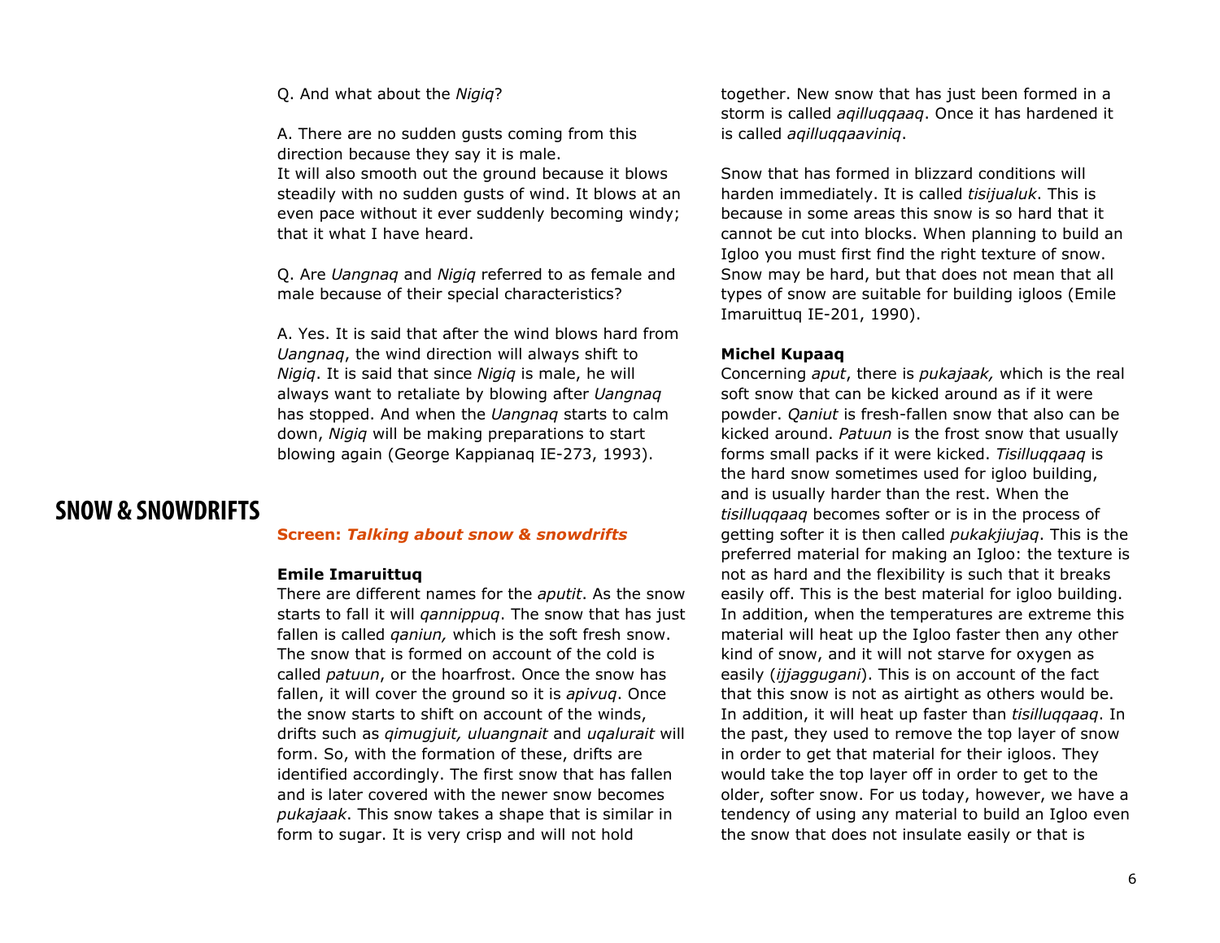Q. And what about the *Nigiq*?

A. There are no sudden gusts coming from this direction because they say it is male.
It will also smooth out the ground because it blows steadily with no sudden gusts of wind. It blows at an even pace without it ever suddenly becoming windy; that it what I have heard.

Q. Are *Uangnaq* and *Nigiq* referred to as female and male because of their special characteristics?

A. Yes. It is said that after the wind blows hard from *Uangnaq*, the wind direction will always shift to *Nigiq*. It is said that since *Nigiq* is male, he will always want to retaliate by blowing after *Uangnaq* has stopped. And when the *Uangnaq* starts to calm down, *Nigiq* will be making preparations to start blowing again (George Kappianaq IE-273, 1993).

# SNOW & SNOWDRIFTS

**Screen: *Talking about snow & snowdrifts***

**Emile Imaruittuq**
There are different names for the *aputit*. As the snow starts to fall it will *qannippuq*. The snow that has just fallen is called *qaniun,* which is the soft fresh snow. The snow that is formed on account of the cold is called *patuun*, or the hoarfrost. Once the snow has fallen, it will cover the ground so it is *apivuq*. Once the snow starts to shift on account of the winds, drifts such as *qimugjuit, uluangnait* and *uqalurait* will form. So, with the formation of these, drifts are identified accordingly. The first snow that has fallen and is later covered with the newer snow becomes *pukajaak*. This snow takes a shape that is similar in form to sugar. It is very crisp and will not hold together. New snow that has just been formed in a storm is called *aqilluqqaaq*. Once it has hardened it is called *aqilluqqaaviniq*.

Snow that has formed in blizzard conditions will harden immediately. It is called *tisijualuk*. This is because in some areas this snow is so hard that it cannot be cut into blocks. When planning to build an Igloo you must first find the right texture of snow. Snow may be hard, but that does not mean that all types of snow are suitable for building igloos (Emile Imaruittuq IE-201, 1990).

**Michel Kupaaq**
Concerning *aput*, there is *pukajaak,* which is the real soft snow that can be kicked around as if it were powder. *Qaniut* is fresh-fallen snow that also can be kicked around. *Patuun* is the frost snow that usually forms small packs if it were kicked. *Tisilluqqaaq* is the hard snow sometimes used for igloo building, and is usually harder than the rest. When the *tisilluqqaaq* becomes softer or is in the process of getting softer it is then called *pukakjiujaq*. This is the preferred material for making an Igloo: the texture is not as hard and the flexibility is such that it breaks easily off. This is the best material for igloo building. In addition, when the temperatures are extreme this material will heat up the Igloo faster then any other kind of snow, and it will not starve for oxygen as easily (*ijjaggugani*). This is on account of the fact that this snow is not as airtight as others would be. In addition, it will heat up faster than *tisilluqqaaq*. In the past, they used to remove the top layer of snow in order to get that material for their igloos. They would take the top layer off in order to get to the older, softer snow. For us today, however, we have a tendency of using any material to build an Igloo even the snow that does not insulate easily or that is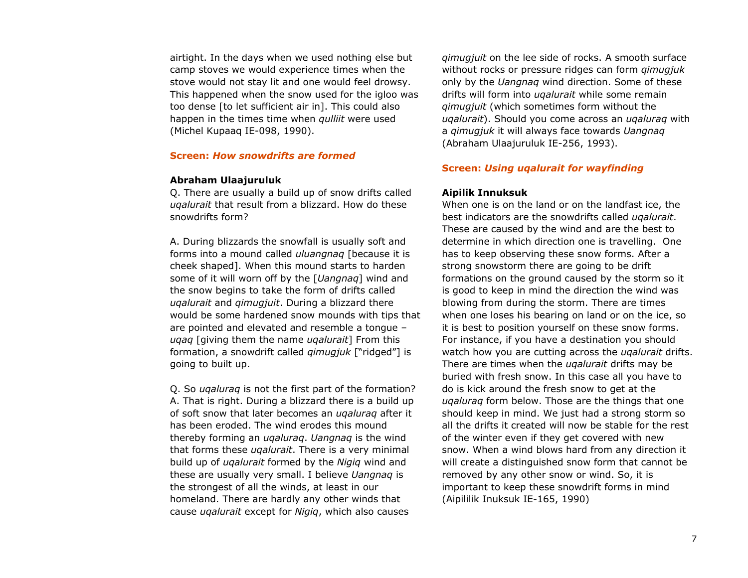airtight. In the days when we used nothing else but camp stoves we would experience times when the stove would not stay lit and one would feel drowsy. This happened when the snow used for the igloo was too dense [to let sufficient air in]. This could also happen in the times time when *qulliit* were used (Michel Kupaaq IE-098, 1990).

### Screen: *How snowdrifts are formed*

**Abraham Ulaajuruluk**

Q. There are usually a build up of snow drifts called *uqalurait* that result from a blizzard. How do these snowdrifts form?

A. During blizzards the snowfall is usually soft and forms into a mound called *uluangnaq* [because it is cheek shaped]. When this mound starts to harden some of it will worn off by the [*Uangnaq*] wind and the snow begins to take the form of drifts called *uqalurait* and *qimugjuit*. During a blizzard there would be some hardened snow mounds with tips that are pointed and elevated and resemble a tongue – *uqaq* [giving them the name *uqalurait*] From this formation, a snowdrift called *qimugjuk* ["ridged"] is going to built up.

Q. So *uqaluraq* is not the first part of the formation?
A. That is right. During a blizzard there is a build up of soft snow that later becomes an *uqaluraq* after it has been eroded. The wind erodes this mound thereby forming an *uqaluraq*. *Uangnaq* is the wind that forms these *uqalurait*. There is a very minimal build up of *uqalurait* formed by the *Nigiq* wind and these are usually very small. I believe *Uangnaq* is the strongest of all the winds, at least in our homeland. There are hardly any other winds that cause *uqalurait* except for *Nigiq*, which also causes *qimugjuit* on the lee side of rocks. A smooth surface without rocks or pressure ridges can form *qimugjuk* only by the *Uangnaq* wind direction. Some of these drifts will form into *uqalurait* while some remain *qimugjuit* (which sometimes form without the *uqalurait*). Should you come across an *uqaluraq* with a *qimugjuk* it will always face towards *Uangnaq* (Abraham Ulaajuruluk IE-256, 1993).

### Screen: *Using uqalurait for wayfinding*

**Aipilik Innuksuk**

When one is on the land or on the landfast ice, the best indicators are the snowdrifts called *uqalurait*. These are caused by the wind and are the best to determine in which direction one is travelling. One has to keep observing these snow forms. After a strong snowstorm there are going to be drift formations on the ground caused by the storm so it is good to keep in mind the direction the wind was blowing from during the storm. There are times when one loses his bearing on land or on the ice, so it is best to position yourself on these snow forms. For instance, if you have a destination you should watch how you are cutting across the *uqalurait* drifts. There are times when the *uqalurait* drifts may be buried with fresh snow. In this case all you have to do is kick around the fresh snow to get at the *uqaluraq* form below. Those are the things that one should keep in mind. We just had a strong storm so all the drifts it created will now be stable for the rest of the winter even if they get covered with new snow. When a wind blows hard from any direction it will create a distinguished snow form that cannot be removed by any other snow or wind. So, it is important to keep these snowdrift forms in mind (Aipililik Inuksuk IE-165, 1990)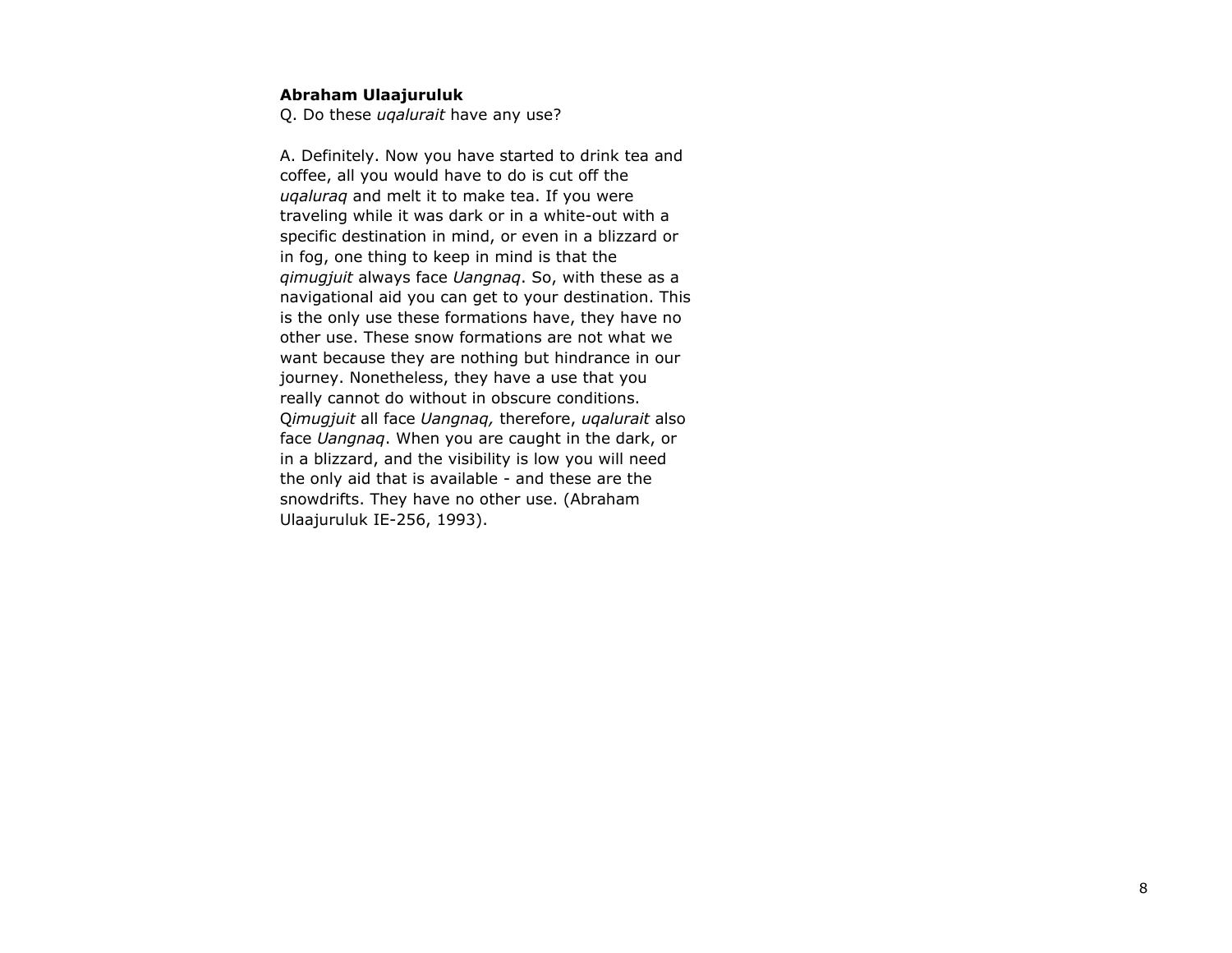**Abraham Ulaajuruluk**
Q. Do these *uqalurait* have any use?

A. Definitely. Now you have started to drink tea and coffee, all you would have to do is cut off the *uqaluraq* and melt it to make tea. If you were traveling while it was dark or in a white-out with a specific destination in mind, or even in a blizzard or in fog, one thing to keep in mind is that the *qimugjuit* always face *Uangnaq*. So, with these as a navigational aid you can get to your destination. This is the only use these formations have, they have no other use. These snow formations are not what we want because they are nothing but hindrance in our journey. Nonetheless, they have a use that you really cannot do without in obscure conditions. Q*imugjuit* all face *Uangnaq,* therefore, *uqalurait* also face *Uangnaq*. When you are caught in the dark, or in a blizzard, and the visibility is low you will need the only aid that is available - and these are the snowdrifts. They have no other use. (Abraham Ulaajuruluk IE-256, 1993).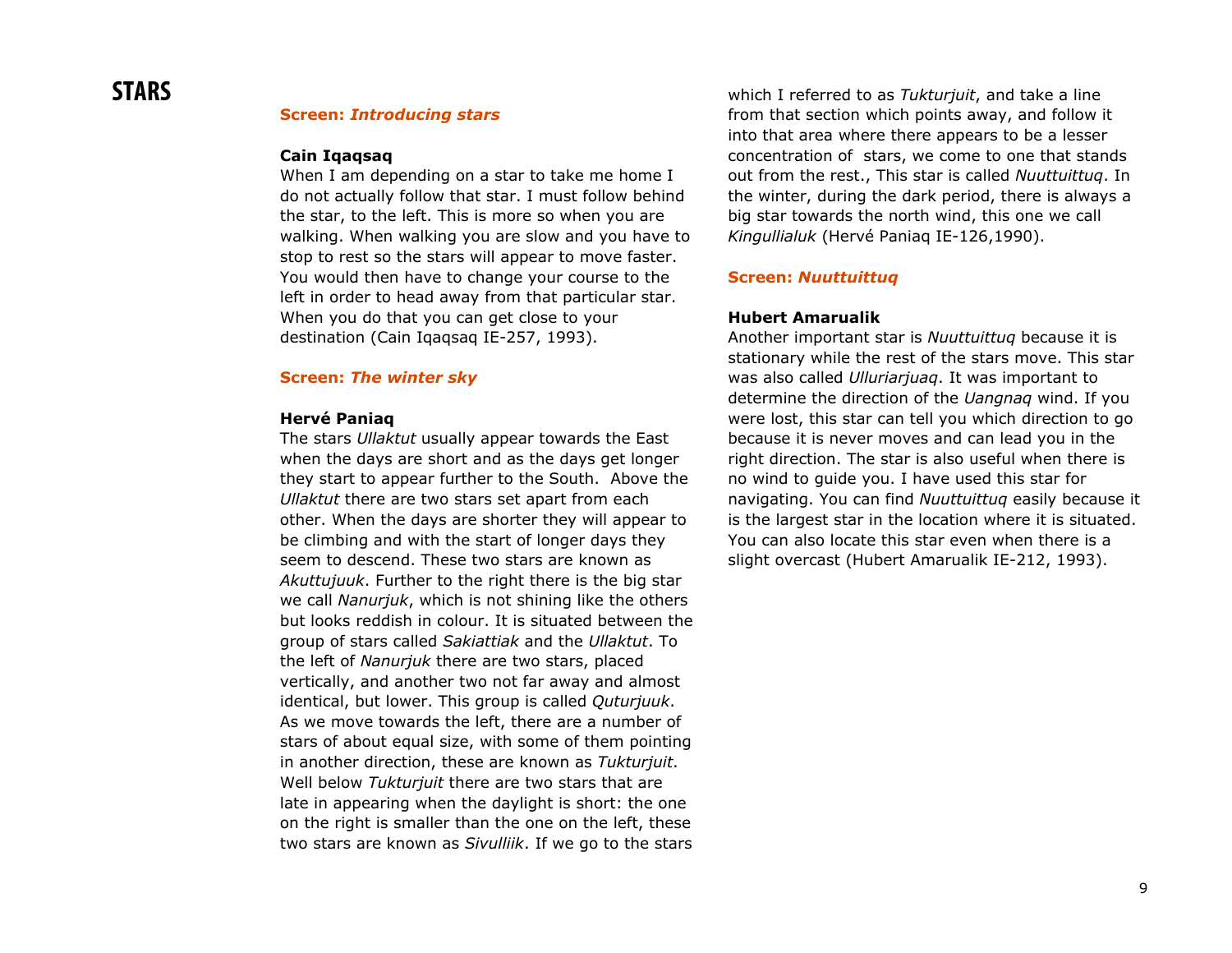# STARS

**Screen: *Introducing stars***

**Cain Iqaqsaq**

When I am depending on a star to take me home I do not actually follow that star. I must follow behind the star, to the left. This is more so when you are walking. When walking you are slow and you have to stop to rest so the stars will appear to move faster. You would then have to change your course to the left in order to head away from that particular star. When you do that you can get close to your destination (Cain Iqaqsaq IE-257, 1993).

**Screen: *The winter sky***

**Hervé Paniaq**

The stars *Ullaktut* usually appear towards the East when the days are short and as the days get longer they start to appear further to the South. Above the *Ullaktut* there are two stars set apart from each other. When the days are shorter they will appear to be climbing and with the start of longer days they seem to descend. These two stars are known as *Akuttujuuk*. Further to the right there is the big star we call *Nanurjuk*, which is not shining like the others but looks reddish in colour. It is situated between the group of stars called *Sakiattiak* and the *Ullaktut*. To the left of *Nanurjuk* there are two stars, placed vertically, and another two not far away and almost identical, but lower. This group is called *Quturjuuk*. As we move towards the left, there are a number of stars of about equal size, with some of them pointing in another direction, these are known as *Tukturjuit*. Well below *Tukturjuit* there are two stars that are late in appearing when the daylight is short: the one on the right is smaller than the one on the left, these two stars are known as *Sivulliik*. If we go to the stars which I referred to as *Tukturjuit*, and take a line from that section which points away, and follow it into that area where there appears to be a lesser concentration of stars, we come to one that stands out from the rest., This star is called *Nuuttuittuq*. In the winter, during the dark period, there is always a big star towards the north wind, this one we call *Kingulliailuk* (Hervé Paniaq IE-126,1990).

**Screen: *Nuuttuittuq***

**Hubert Amarualik**

Another important star is *Nuuttuittuq* because it is stationary while the rest of the stars move. This star was also called *Ulluriarjuaq*. It was important to determine the direction of the *Uangnaq* wind. If you were lost, this star can tell you which direction to go because it is never moves and can lead you in the right direction. The star is also useful when there is no wind to guide you. I have used this star for navigating. You can find *Nuuttuittuq* easily because it is the largest star in the location where it is situated. You can also locate this star even when there is a slight overcast (Hubert Amarualik IE-212, 1993).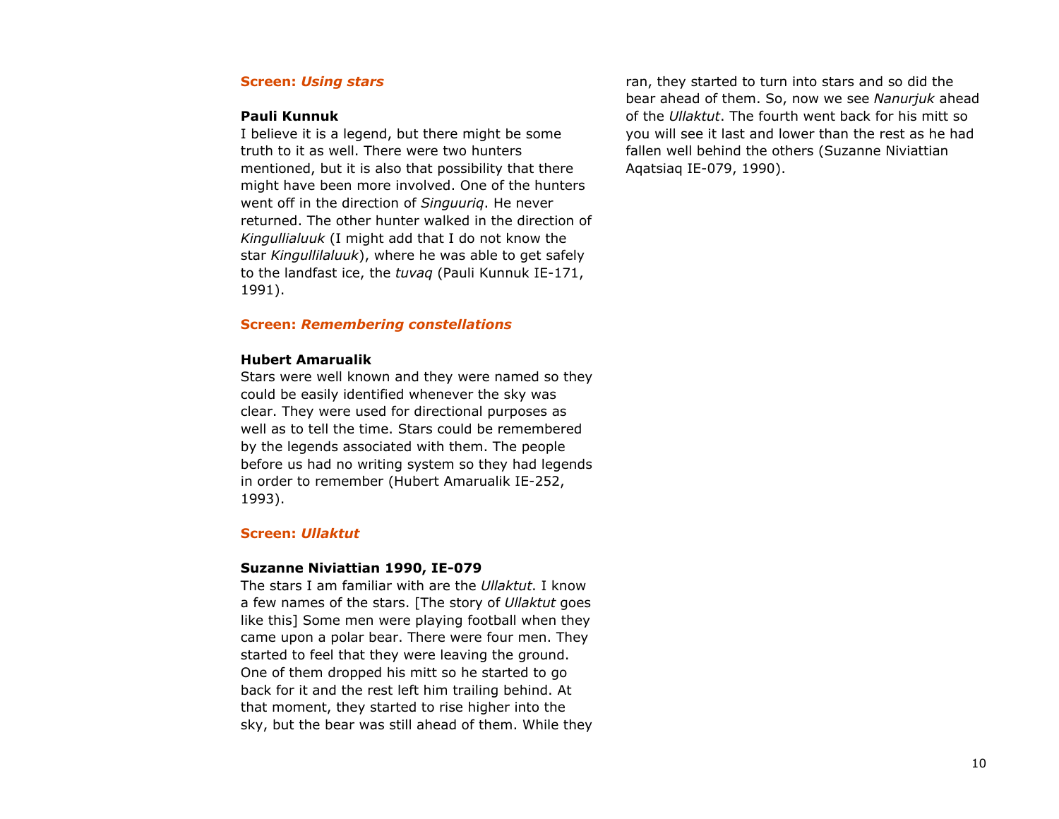### Screen: *Using stars*

**Pauli Kunnuk**

I believe it is a legend, but there might be some truth to it as well. There were two hunters mentioned, but it is also that possibility that there might have been more involved. One of the hunters went off in the direction of *Singuuriq*. He never returned. The other hunter walked in the direction of *Kingullialuuk* (I might add that I do not know the star *Kingullilaluuk*), where he was able to get safely to the landfast ice, the *tuvaq* (Pauli Kunnuk IE-171, 1991).

### Screen: *Remembering constellations*

**Hubert Amarualik**

Stars were well known and they were named so they could be easily identified whenever the sky was clear. They were used for directional purposes as well as to tell the time. Stars could be remembered by the legends associated with them. The people before us had no writing system so they had legends in order to remember (Hubert Amarualik IE-252, 1993).

### Screen: *Ullaktut*

**Suzanne Niviattian 1990, IE-079**

The stars I am familiar with are the *Ullaktut*. I know a few names of the stars. [The story of *Ullaktut* goes like this] Some men were playing football when they came upon a polar bear. There were four men. They started to feel that they were leaving the ground. One of them dropped his mitt so he started to go back for it and the rest left him trailing behind. At that moment, they started to rise higher into the sky, but the bear was still ahead of them. While they ran, they started to turn into stars and so did the bear ahead of them. So, now we see *Nanurjuk* ahead of the *Ullaktut*. The fourth went back for his mitt so you will see it last and lower than the rest as he had fallen well behind the others (Suzanne Niviattian Aqatsiaq IE-079, 1990).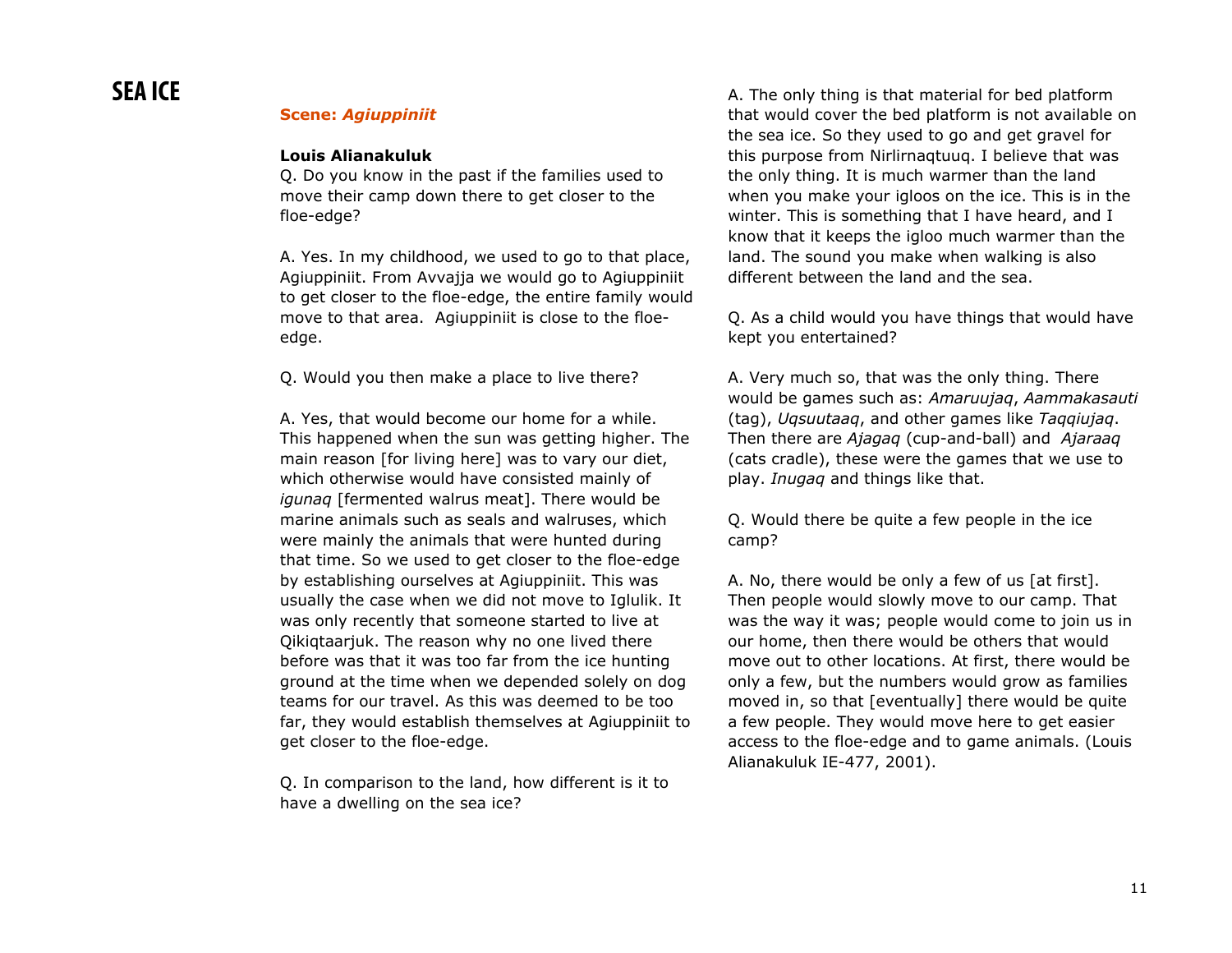# SEA ICE

**Scene: *Agiuppiniit***

**Louis Alianakuluk**

Q. Do you know in the past if the families used to move their camp down there to get closer to the floe-edge?

A. Yes. In my childhood, we used to go to that place, Agiuppiniit. From Avvajja we would go to Agiuppiniit to get closer to the floe-edge, the entire family would move to that area. Agiuppiniit is close to the floe-edge.

Q. Would you then make a place to live there?

A. Yes, that would become our home for a while. This happened when the sun was getting higher. The main reason [for living here] was to vary our diet, which otherwise would have consisted mainly of *igunaq* [fermented walrus meat]. There would be marine animals such as seals and walruses, which were mainly the animals that were hunted during that time. So we used to get closer to the floe-edge by establishing ourselves at Agiuppiniit. This was usually the case when we did not move to Iglulik. It was only recently that someone started to live at Qikiqtaarjuk. The reason why no one lived there before was that it was too far from the ice hunting ground at the time when we depended solely on dog teams for our travel. As this was deemed to be too far, they would establish themselves at Agiuppiniit to get closer to the floe-edge.

Q. In comparison to the land, how different is it to have a dwelling on the sea ice?

A. The only thing is that material for bed platform that would cover the bed platform is not available on the sea ice. So they used to go and get gravel for this purpose from Nirlirnaqtuuq. I believe that was the only thing. It is much warmer than the land when you make your igloos on the ice. This is in the winter. This is something that I have heard, and I know that it keeps the igloo much warmer than the land. The sound you make when walking is also different between the land and the sea.

Q. As a child would you have things that would have kept you entertained?

A. Very much so, that was the only thing. There would be games such as: *Amaruujaq*, *Aammakasauti* (tag), *Uqsuutaaq*, and other games like *Taqqiujaq*. Then there are *Ajagaq* (cup-and-ball) and *Ajaraaq* (cats cradle), these were the games that we use to play. *Inugaq* and things like that.

Q. Would there be quite a few people in the ice camp?

A. No, there would be only a few of us [at first]. Then people would slowly move to our camp. That was the way it was; people would come to join us in our home, then there would be others that would move out to other locations. At first, there would be only a few, but the numbers would grow as families moved in, so that [eventually] there would be quite a few people. They would move here to get easier access to the floe-edge and to game animals. (Louis Alianakuluk IE-477, 2001).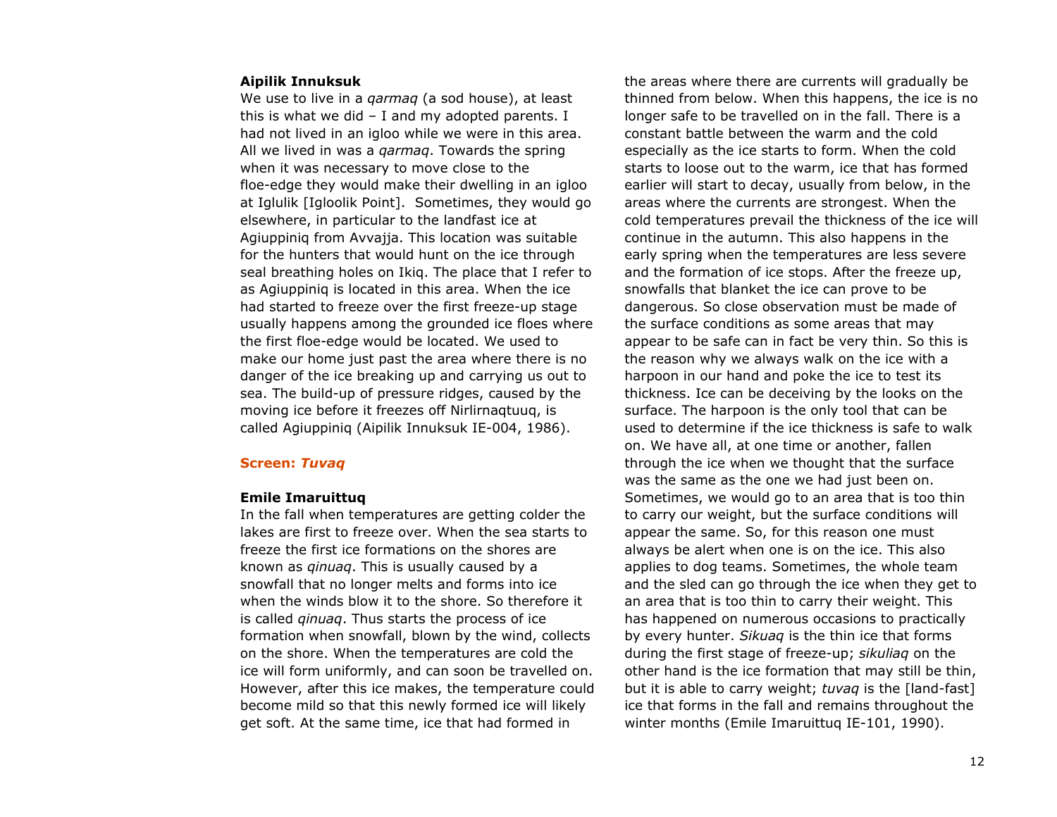**Aipilik Innuksuk**

We use to live in a *qarmaq* (a sod house), at least this is what we did – I and my adopted parents. I had not lived in an igloo while we were in this area. All we lived in was a *qarmaq*. Towards the spring when it was necessary to move close to the floe-edge they would make their dwelling in an igloo at Iglulik [Igloolik Point]. Sometimes, they would go elsewhere, in particular to the landfast ice at Agiuppiniq from Avvajja. This location was suitable for the hunters that would hunt on the ice through seal breathing holes on Ikiq. The place that I refer to as Agiuppiniq is located in this area. When the ice had started to freeze over the first freeze-up stage usually happens among the grounded ice floes where the first floe-edge would be located. We used to make our home just past the area where there is no danger of the ice breaking up and carrying us out to sea. The build-up of pressure ridges, caused by the moving ice before it freezes off Nirlirnaqtuuq, is called Agiuppiniq (Aipilik Innuksuk IE-004, 1986).

**Screen: *Tuvaq***

**Emile Imaruittuq**

In the fall when temperatures are getting colder the lakes are first to freeze over. When the sea starts to freeze the first ice formations on the shores are known as *qinuaq*. This is usually caused by a snowfall that no longer melts and forms into ice when the winds blow it to the shore. So therefore it is called *qinuaq*. Thus starts the process of ice formation when snowfall, blown by the wind, collects on the shore. When the temperatures are cold the ice will form uniformly, and can soon be travelled on. However, after this ice makes, the temperature could become mild so that this newly formed ice will likely get soft. At the same time, ice that had formed in the areas where there are currents will gradually be thinned from below. When this happens, the ice is no longer safe to be travelled on in the fall. There is a constant battle between the warm and the cold especially as the ice starts to form. When the cold starts to loose out to the warm, ice that has formed earlier will start to decay, usually from below, in the areas where the currents are strongest. When the cold temperatures prevail the thickness of the ice will continue in the autumn. This also happens in the early spring when the temperatures are less severe and the formation of ice stops. After the freeze up, snowfalls that blanket the ice can prove to be dangerous. So close observation must be made of the surface conditions as some areas that may appear to be safe can in fact be very thin. So this is the reason why we always walk on the ice with a harpoon in our hand and poke the ice to test its thickness. Ice can be deceiving by the looks on the surface. The harpoon is the only tool that can be used to determine if the ice thickness is safe to walk on. We have all, at one time or another, fallen through the ice when we thought that the surface was the same as the one we had just been on. Sometimes, we would go to an area that is too thin to carry our weight, but the surface conditions will appear the same. So, for this reason one must always be alert when one is on the ice. This also applies to dog teams. Sometimes, the whole team and the sled can go through the ice when they get to an area that is too thin to carry their weight. This has happened on numerous occasions to practically by every hunter. *Sikuaq* is the thin ice that forms during the first stage of freeze-up; *sikuliaq* on the other hand is the ice formation that may still be thin, but it is able to carry weight; *tuvaq* is the [land-fast] ice that forms in the fall and remains throughout the winter months (Emile Imaruittuq IE-101, 1990).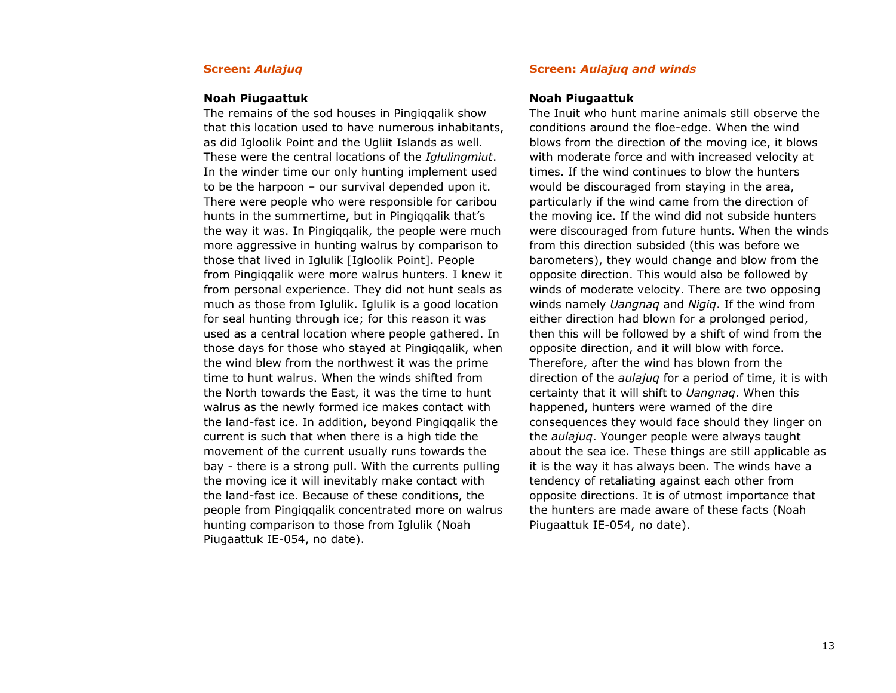### Screen: *Aulajuq*

**Noah Piugaattuk**

The remains of the sod houses in Pingiqqalik show that this location used to have numerous inhabitants, as did Igloolik Point and the Ugliit Islands as well. These were the central locations of the *Iglulingmiut*. In the winder time our only hunting implement used to be the harpoon – our survival depended upon it. There were people who were responsible for caribou hunts in the summertime, but in Pingiqqalik that's the way it was. In Pingiqqalik, the people were much more aggressive in hunting walrus by comparison to those that lived in Iglulik [Igloolik Point]. People from Pingiqqalik were more walrus hunters. I knew it from personal experience. They did not hunt seals as much as those from Iglulik. Iglulik is a good location for seal hunting through ice; for this reason it was used as a central location where people gathered. In those days for those who stayed at Pingiqqalik, when the wind blew from the northwest it was the prime time to hunt walrus. When the winds shifted from the North towards the East, it was the time to hunt walrus as the newly formed ice makes contact with the land-fast ice. In addition, beyond Pingiqqalik the current is such that when there is a high tide the movement of the current usually runs towards the bay - there is a strong pull. With the currents pulling the moving ice it will inevitably make contact with the land-fast ice. Because of these conditions, the people from Pingiqqalik concentrated more on walrus hunting comparison to those from Iglulik (Noah Piugaattuk IE-054, no date).

### Screen: *Aulajuq and winds*

**Noah Piugaattuk**

The Inuit who hunt marine animals still observe the conditions around the floe-edge. When the wind blows from the direction of the moving ice, it blows with moderate force and with increased velocity at times. If the wind continues to blow the hunters would be discouraged from staying in the area, particularly if the wind came from the direction of the moving ice. If the wind did not subside hunters were discouraged from future hunts. When the winds from this direction subsided (this was before we barometers), they would change and blow from the opposite direction. This would also be followed by winds of moderate velocity. There are two opposing winds namely *Uangnaq* and *Nigiq*. If the wind from either direction had blown for a prolonged period, then this will be followed by a shift of wind from the opposite direction, and it will blow with force. Therefore, after the wind has blown from the direction of the *aulajuq* for a period of time, it is with certainty that it will shift to *Uangnaq*. When this happened, hunters were warned of the dire consequences they would face should they linger on the *aulajuq*. Younger people were always taught about the sea ice. These things are still applicable as it is the way it has always been. The winds have a tendency of retaliating against each other from opposite directions. It is of utmost importance that the hunters are made aware of these facts (Noah Piugaattuk IE-054, no date).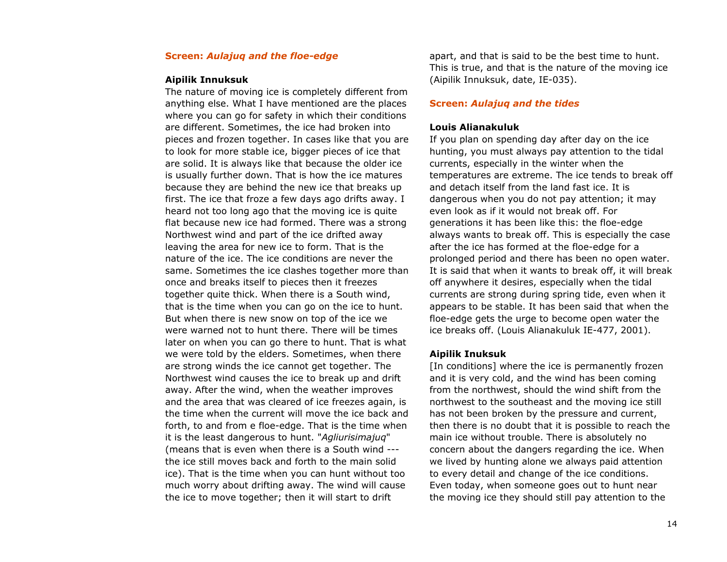**Screen:** ***Aulajuq and the floe-edge***

**Aipilik Innuksuk**

The nature of moving ice is completely different from anything else. What I have mentioned are the places where you can go for safety in which their conditions are different. Sometimes, the ice had broken into pieces and frozen together. In cases like that you are to look for more stable ice, bigger pieces of ice that are solid. It is always like that because the older ice is usually further down. That is how the ice matures because they are behind the new ice that breaks up first. The ice that froze a few days ago drifts away. I heard not too long ago that the moving ice is quite flat because new ice had formed. There was a strong Northwest wind and part of the ice drifted away leaving the area for new ice to form. That is the nature of the ice. The ice conditions are never the same. Sometimes the ice clashes together more than once and breaks itself to pieces then it freezes together quite thick. When there is a South wind, that is the time when you can go on the ice to hunt. But when there is new snow on top of the ice we were warned not to hunt there. There will be times later on when you can go there to hunt. That is what we were told by the elders. Sometimes, when there are strong winds the ice cannot get together. The Northwest wind causes the ice to break up and drift away. After the wind, when the weather improves and the area that was cleared of ice freezes again, is the time when the current will move the ice back and forth, to and from e floe-edge. That is the time when it is the least dangerous to hunt. "*Agliurisimajuq*" (means that is even when there is a South wind --- the ice still moves back and forth to the main solid ice). That is the time when you can hunt without too much worry about drifting away. The wind will cause the ice to move together; then it will start to drift apart, and that is said to be the best time to hunt. This is true, and that is the nature of the moving ice (Aipilik Innuksuk, date, IE-035).

**Screen:** ***Aulajuq and the tides***

**Louis Alianakuluk**

If you plan on spending day after day on the ice hunting, you must always pay attention to the tidal currents, especially in the winter when the temperatures are extreme. The ice tends to break off and detach itself from the land fast ice. It is dangerous when you do not pay attention; it may even look as if it would not break off. For generations it has been like this: the floe-edge always wants to break off. This is especially the case after the ice has formed at the floe-edge for a prolonged period and there has been no open water. It is said that when it wants to break off, it will break off anywhere it desires, especially when the tidal currents are strong during spring tide, even when it appears to be stable. It has been said that when the floe-edge gets the urge to become open water the ice breaks off. (Louis Alianakuluk IE-477, 2001).

**Aipilik Inuksuk**

[In conditions] where the ice is permanently frozen and it is very cold, and the wind has been coming from the northwest, should the wind shift from the northwest to the southeast and the moving ice still has not been broken by the pressure and current, then there is no doubt that it is possible to reach the main ice without trouble. There is absolutely no concern about the dangers regarding the ice. When we lived by hunting alone we always paid attention to every detail and change of the ice conditions. Even today, when someone goes out to hunt near the moving ice they should still pay attention to the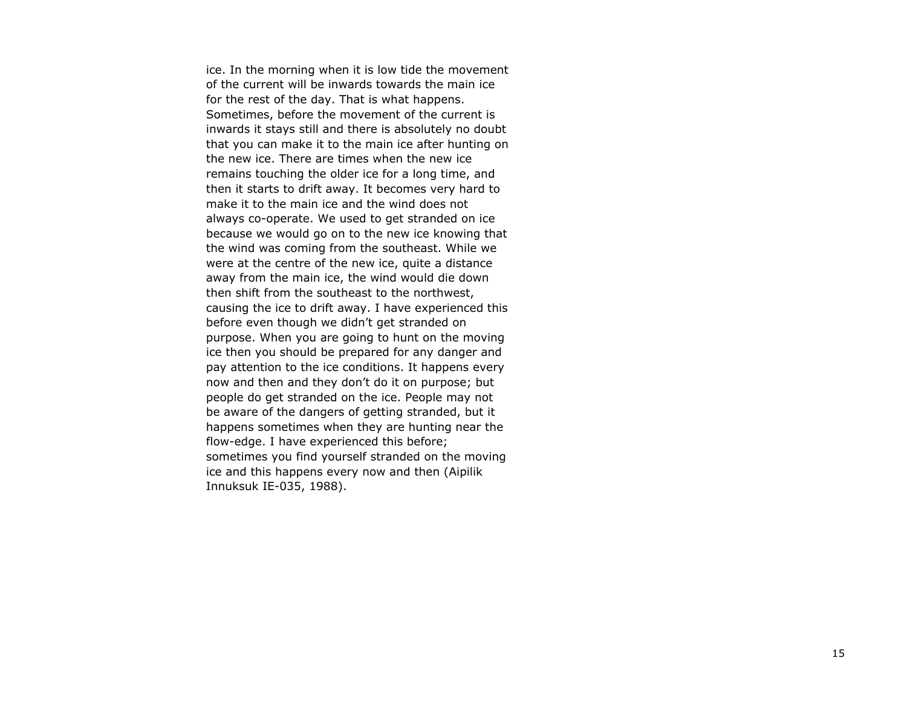ice. In the morning when it is low tide the movement of the current will be inwards towards the main ice for the rest of the day. That is what happens. Sometimes, before the movement of the current is inwards it stays still and there is absolutely no doubt that you can make it to the main ice after hunting on the new ice. There are times when the new ice remains touching the older ice for a long time, and then it starts to drift away. It becomes very hard to make it to the main ice and the wind does not always co-operate. We used to get stranded on ice because we would go on to the new ice knowing that the wind was coming from the southeast. While we were at the centre of the new ice, quite a distance away from the main ice, the wind would die down then shift from the southeast to the northwest, causing the ice to drift away. I have experienced this before even though we didn't get stranded on purpose. When you are going to hunt on the moving ice then you should be prepared for any danger and pay attention to the ice conditions. It happens every now and then and they don't do it on purpose; but people do get stranded on the ice. People may not be aware of the dangers of getting stranded, but it happens sometimes when they are hunting near the flow-edge. I have experienced this before; sometimes you find yourself stranded on the moving ice and this happens every now and then (Aipilik Innuksuk IE-035, 1988).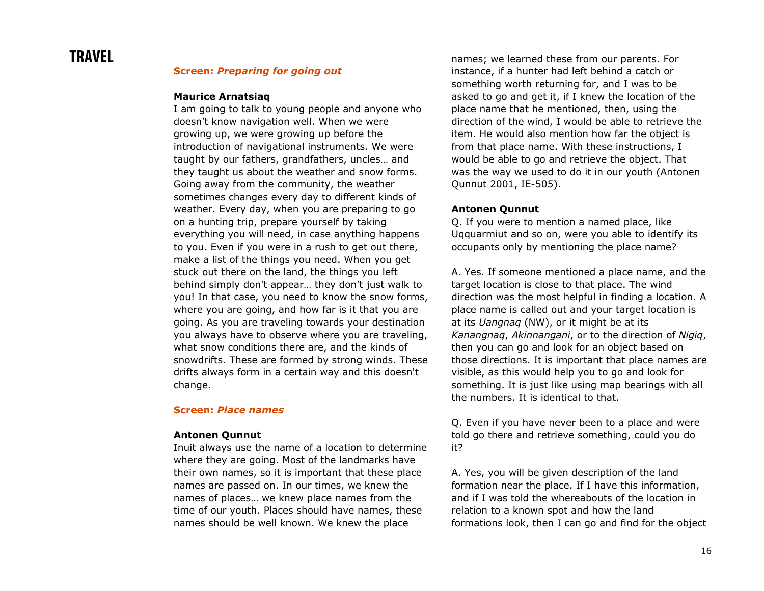# TRAVEL

**Screen: *Preparing for going out***

**Maurice Arnatsiaq**

I am going to talk to young people and anyone who doesn't know navigation well. When we were growing up, we were growing up before the introduction of navigational instruments. We were taught by our fathers, grandfathers, uncles… and they taught us about the weather and snow forms. Going away from the community, the weather sometimes changes every day to different kinds of weather. Every day, when you are preparing to go on a hunting trip, prepare yourself by taking everything you will need, in case anything happens to you. Even if you were in a rush to get out there, make a list of the things you need. When you get stuck out there on the land, the things you left behind simply don't appear… they don't just walk to you! In that case, you need to know the snow forms, where you are going, and how far is it that you are going. As you are traveling towards your destination you always have to observe where you are traveling, what snow conditions there are, and the kinds of snowdrifts. These are formed by strong winds. These drifts always form in a certain way and this doesn't change.

**Screen: *Place names***

**Antonen Qunnut**

Inuit always use the name of a location to determine where they are going. Most of the landmarks have their own names, so it is important that these place names are passed on. In our times, we knew the names of places… we knew place names from the time of our youth. Places should have names, these names should be well known. We knew the place names; we learned these from our parents. For instance, if a hunter had left behind a catch or something worth returning for, and I was to be asked to go and get it, if I knew the location of the place name that he mentioned, then, using the direction of the wind, I would be able to retrieve the item. He would also mention how far the object is from that place name. With these instructions, I would be able to go and retrieve the object. That was the way we used to do it in our youth (Antonen Qunnut 2001, IE-505).

**Antonen Qunnut**

Q. If you were to mention a named place, like Uqquarmiut and so on, were you able to identify its occupants only by mentioning the place name?

A. Yes. If someone mentioned a place name, and the target location is close to that place. The wind direction was the most helpful in finding a location. A place name is called out and your target location is at its *Uangnaq* (NW), or it might be at its *Kanangnaq*, *Akinnangani*, or to the direction of *Nigiq*, then you can go and look for an object based on those directions. It is important that place names are visible, as this would help you to go and look for something. It is just like using map bearings with all the numbers. It is identical to that.

Q. Even if you have never been to a place and were told go there and retrieve something, could you do it?

A. Yes, you will be given description of the land formation near the place. If I have this information, and if I was told the whereabouts of the location in relation to a known spot and how the land formations look, then I can go and find for the object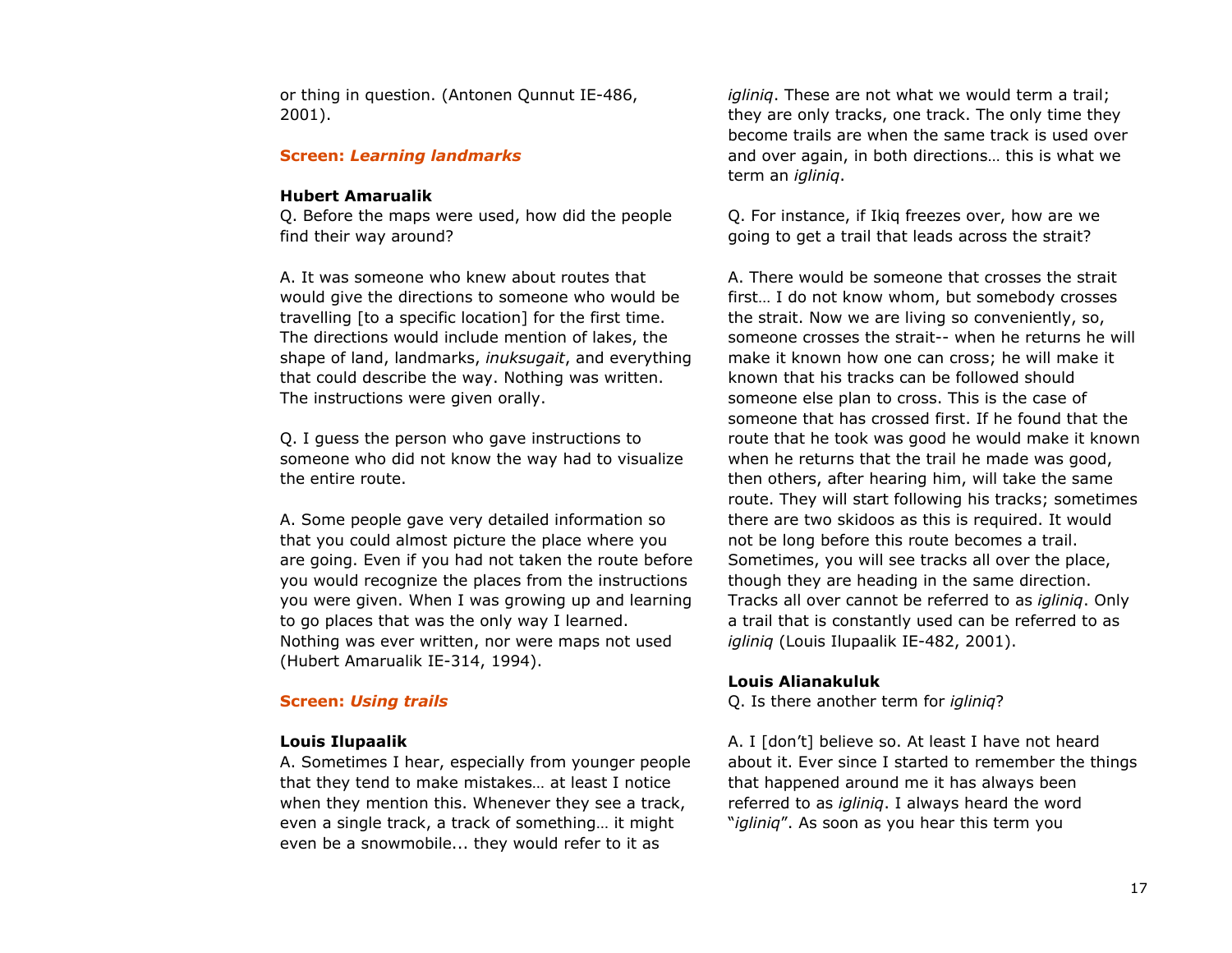or thing in question. (Antonen Qunnut IE-486, 2001).

### Screen: *Learning landmarks*

**Hubert Amarualik**

Q. Before the maps were used, how did the people find their way around?

A. It was someone who knew about routes that would give the directions to someone who would be travelling [to a specific location] for the first time. The directions would include mention of lakes, the shape of land, landmarks, *inuksugait*, and everything that could describe the way. Nothing was written. The instructions were given orally.

Q. I guess the person who gave instructions to someone who did not know the way had to visualize the entire route.

A. Some people gave very detailed information so that you could almost picture the place where you are going. Even if you had not taken the route before you would recognize the places from the instructions you were given. When I was growing up and learning to go places that was the only way I learned. Nothing was ever written, nor were maps not used (Hubert Amarualik IE-314, 1994).

### Screen: *Using trails*

**Louis Ilupaalik**

A. Sometimes I hear, especially from younger people that they tend to make mistakes… at least I notice when they mention this. Whenever they see a track, even a single track, a track of something… it might even be a snowmobile... they would refer to it as *igliniq*. These are not what we would term a trail; they are only tracks, one track. The only time they become trails are when the same track is used over and over again, in both directions… this is what we term an *igliniq*.

Q. For instance, if Ikiq freezes over, how are we going to get a trail that leads across the strait?

A. There would be someone that crosses the strait first… I do not know whom, but somebody crosses the strait. Now we are living so conveniently, so, someone crosses the strait-- when he returns he will make it known how one can cross; he will make it known that his tracks can be followed should someone else plan to cross. This is the case of someone that has crossed first. If he found that the route that he took was good he would make it known when he returns that the trail he made was good, then others, after hearing him, will take the same route. They will start following his tracks; sometimes there are two skidoos as this is required. It would not be long before this route becomes a trail. Sometimes, you will see tracks all over the place, though they are heading in the same direction. Tracks all over cannot be referred to as *igliniq*. Only a trail that is constantly used can be referred to as *igliniq* (Louis Ilupaalik IE-482, 2001).

**Louis Alianakuluk**

Q. Is there another term for *igliniq*?

A. I [don't] believe so. At least I have not heard about it. Ever since I started to remember the things that happened around me it has always been referred to as *igliniq*. I always heard the word "*igliniq*". As soon as you hear this term you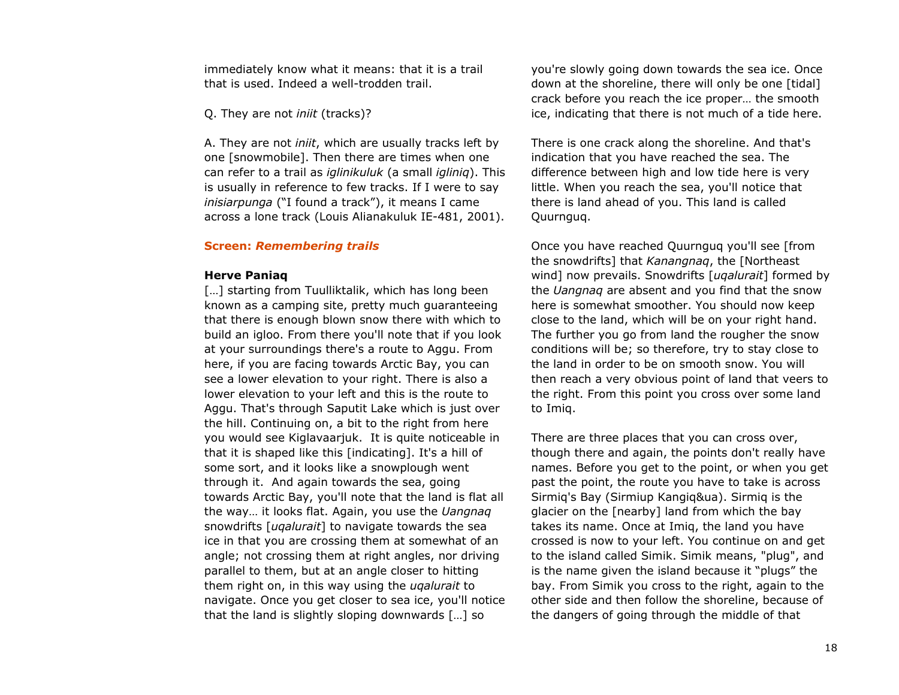immediately know what it means: that it is a trail that is used. Indeed a well-trodden trail.

Q. They are not *iniit* (tracks)?

A. They are not *iniit*, which are usually tracks left by one [snowmobile]. Then there are times when one can refer to a trail as *iglinikuluk* (a small *igliniq*). This is usually in reference to few tracks. If I were to say *inisiarpunga* ("I found a track"), it means I came across a lone track (Louis Alianakuluk IE-481, 2001).

**Screen: *Remembering trails***

**Herve Paniaq**

[…] starting from Tuulliktalik, which has long been known as a camping site, pretty much guaranteeing that there is enough blown snow there with which to build an igloo. From there you'll note that if you look at your surroundings there's a route to Aggu. From here, if you are facing towards Arctic Bay, you can see a lower elevation to your right. There is also a lower elevation to your left and this is the route to Aggu. That's through Saputit Lake which is just over the hill. Continuing on, a bit to the right from here you would see Kiglavaarjuk. It is quite noticeable in that it is shaped like this [indicating]. It's a hill of some sort, and it looks like a snowplough went through it. And again towards the sea, going towards Arctic Bay, you'll note that the land is flat all the way… it looks flat. Again, you use the *Uangnaq* snowdrifts [*uqalurait*] to navigate towards the sea ice in that you are crossing them at somewhat of an angle; not crossing them at right angles, nor driving parallel to them, but at an angle closer to hitting them right on, in this way using the *uqalurait* to navigate. Once you get closer to sea ice, you'll notice that the land is slightly sloping downwards […] so you're slowly going down towards the sea ice. Once down at the shoreline, there will only be one [tidal] crack before you reach the ice proper… the smooth ice, indicating that there is not much of a tide here.

There is one crack along the shoreline. And that's indication that you have reached the sea. The difference between high and low tide here is very little. When you reach the sea, you'll notice that there is land ahead of you. This land is called Quurnguq.

Once you have reached Quurnguq you'll see [from the snowdrifts] that *Kanangnaq*, the [Northeast wind] now prevails. Snowdrifts [*uqalurait*] formed by the *Uangnaq* are absent and you find that the snow here is somewhat smoother. You should now keep close to the land, which will be on your right hand. The further you go from land the rougher the snow conditions will be; so therefore, try to stay close to the land in order to be on smooth snow. You will then reach a very obvious point of land that veers to the right. From this point you cross over some land to Imiq.

There are three places that you can cross over, though there and again, the points don't really have names. Before you get to the point, or when you get past the point, the route you have to take is across Sirmiq's Bay (Sirmiup Kangiq&ua). Sirmiq is the glacier on the [nearby] land from which the bay takes its name. Once at Imiq, the land you have crossed is now to your left. You continue on and get to the island called Simik. Simik means, "plug", and is the name given the island because it "plugs" the bay. From Simik you cross to the right, again to the other side and then follow the shoreline, because of the dangers of going through the middle of that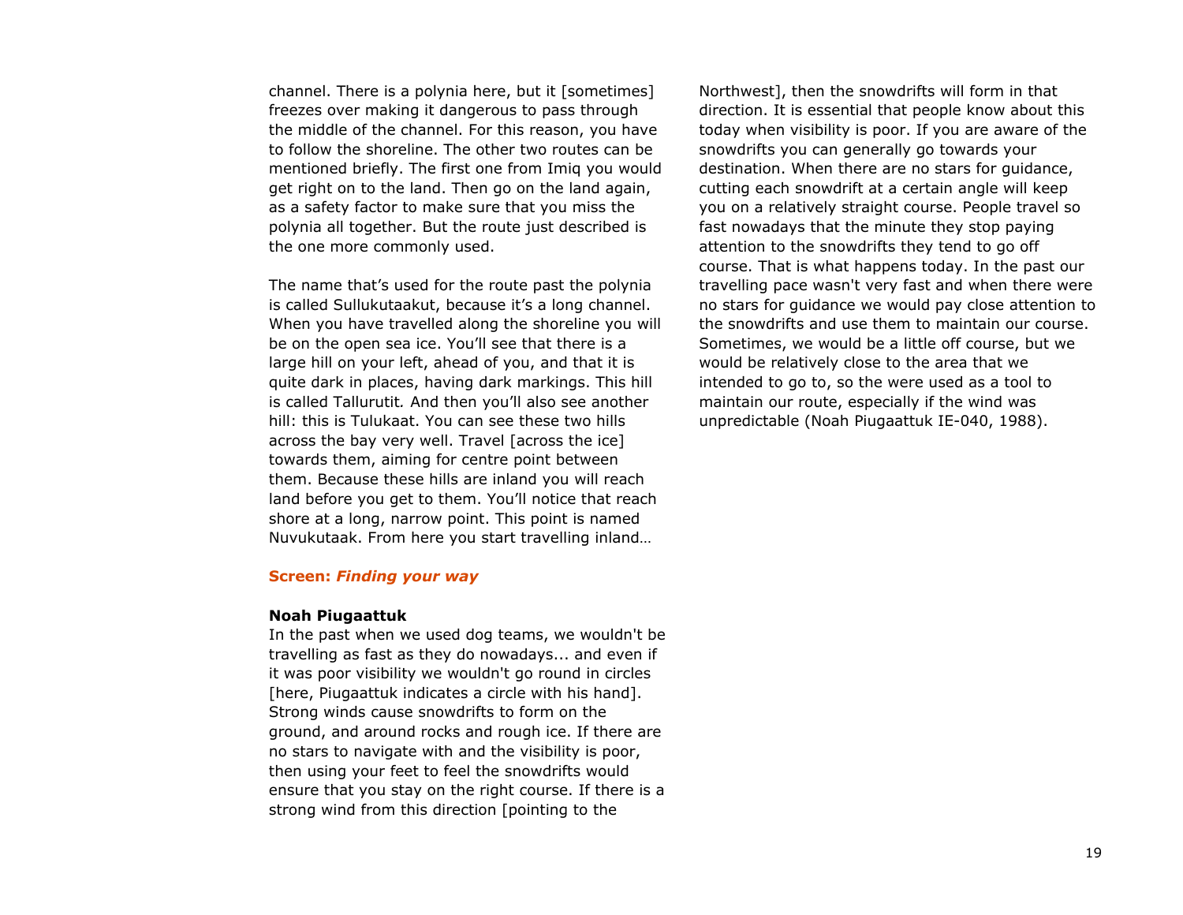channel. There is a polynia here, but it [sometimes] freezes over making it dangerous to pass through the middle of the channel. For this reason, you have to follow the shoreline. The other two routes can be mentioned briefly. The first one from Imiq you would get right on to the land. Then go on the land again, as a safety factor to make sure that you miss the polynia all together. But the route just described is the one more commonly used.

The name that's used for the route past the polynia is called Sullukutaakut, because it's a long channel. When you have travelled along the shoreline you will be on the open sea ice. You'll see that there is a large hill on your left, ahead of you, and that it is quite dark in places, having dark markings. This hill is called Tallurutit. And then you'll also see another hill: this is Tulukaat. You can see these two hills across the bay very well. Travel [across the ice] towards them, aiming for centre point between them. Because these hills are inland you will reach land before you get to them. You'll notice that reach shore at a long, narrow point. This point is named Nuvukutaak. From here you start travelling inland…

**Screen: *Finding your way***

**Noah Piugaattuk**
In the past when we used dog teams, we wouldn't be travelling as fast as they do nowadays... and even if it was poor visibility we wouldn't go round in circles [here, Piugaattuk indicates a circle with his hand]. Strong winds cause snowdrifts to form on the ground, and around rocks and rough ice. If there are no stars to navigate with and the visibility is poor, then using your feet to feel the snowdrifts would ensure that you stay on the right course. If there is a strong wind from this direction [pointing to the Northwest], then the snowdrifts will form in that direction. It is essential that people know about this today when visibility is poor. If you are aware of the snowdrifts you can generally go towards your destination. When there are no stars for guidance, cutting each snowdrift at a certain angle will keep you on a relatively straight course. People travel so fast nowadays that the minute they stop paying attention to the snowdrifts they tend to go off course. That is what happens today. In the past our travelling pace wasn't very fast and when there were no stars for guidance we would pay close attention to the snowdrifts and use them to maintain our course. Sometimes, we would be a little off course, but we would be relatively close to the area that we intended to go to, so the were used as a tool to maintain our route, especially if the wind was unpredictable (Noah Piugaattuk IE-040, 1988).